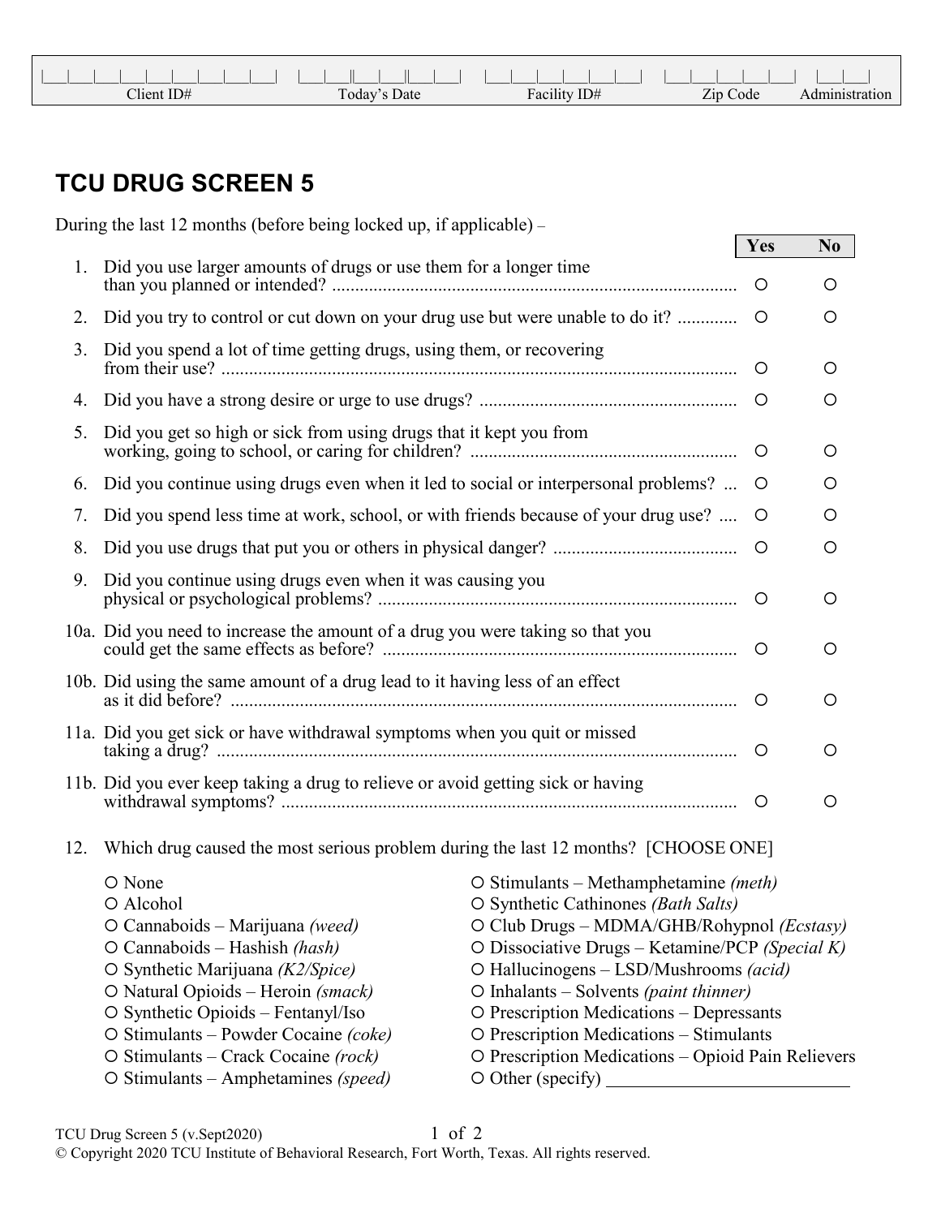| Client ID# | Today's Date | Facility ID# | Zip Code | Administration |
|---|---|---|---|---|
| \_\_\|\_\_\|\_\_\|\_\_\|\_\_\|\_\_\|\_\_\|\_\_\|\_\_\| | \_\_\|\_\_\|\|\_\_\|\_\_\|\|\_\_\|\_\_\| | \_\_\|\_\_\|\_\_\|\_\_\|\_\_\|\_\_\| | \_\_\|\_\_\|\_\_\|\_\_\|\_\_\| | \_\_\|\_\_\| |

# TCU DRUG SCREEN 5

During the last 12 months (before being locked up, if applicable) –

| | | Yes | No |
|---|---|---|---|
| 1. | Did you use larger amounts of drugs or use them for a longer time than you planned or intended? | ○ | ○ |
| 2. | Did you try to control or cut down on your drug use but were unable to do it? | ○ | ○ |
| 3. | Did you spend a lot of time getting drugs, using them, or recovering from their use? | ○ | ○ |
| 4. | Did you have a strong desire or urge to use drugs? | ○ | ○ |
| 5. | Did you get so high or sick from using drugs that it kept you from working, going to school, or caring for children? | ○ | ○ |
| 6. | Did you continue using drugs even when it led to social or interpersonal problems? | ○ | ○ |
| 7. | Did you spend less time at work, school, or with friends because of your drug use? | ○ | ○ |
| 8. | Did you use drugs that put you or others in physical danger? | ○ | ○ |
| 9. | Did you continue using drugs even when it was causing you physical or psychological problems? | ○ | ○ |
| 10a. | Did you need to increase the amount of a drug you were taking so that you could get the same effects as before? | ○ | ○ |
| 10b. | Did using the same amount of a drug lead to it having less of an effect as it did before? | ○ | ○ |
| 11a. | Did you get sick or have withdrawal symptoms when you quit or missed taking a drug? | ○ | ○ |
| 11b. | Did you ever keep taking a drug to relieve or avoid getting sick or having withdrawal symptoms? | ○ | ○ |

12. Which drug caused the most serious problem during the last 12 months? [CHOOSE ONE]

- ○ None
- ○ Alcohol
- ○ Cannaboids – Marijuana *(weed)*
- ○ Cannaboids – Hashish *(hash)*
- ○ Synthetic Marijuana *(K2/Spice)*
- ○ Natural Opioids – Heroin *(smack)*
- ○ Synthetic Opioids – Fentanyl/Iso
- ○ Stimulants – Powder Cocaine *(coke)*
- ○ Stimulants – Crack Cocaine *(rock)*
- ○ Stimulants – Amphetamines *(speed)*
- ○ Stimulants – Methamphetamine *(meth)*
- ○ Synthetic Cathinones *(Bath Salts)*
- ○ Club Drugs – MDMA/GHB/Rohypnol *(Ecstasy)*
- ○ Dissociative Drugs – Ketamine/PCP *(Special K)*
- ○ Hallucinogens – LSD/Mushrooms *(acid)*
- ○ Inhalants – Solvents *(paint thinner)*
- ○ Prescription Medications – Depressants
- ○ Prescription Medications – Stimulants
- ○ Prescription Medications – Opioid Pain Relievers
- ○ Other (specify) \_\_\_\_\_\_\_\_\_\_\_\_\_\_\_\_\_\_\_\_\_\_\_\_\_\_

TCU Drug Screen 5 (v.Sept2020)

© Copyright 2020 TCU Institute of Behavioral Research, Fort Worth, Texas. All rights reserved.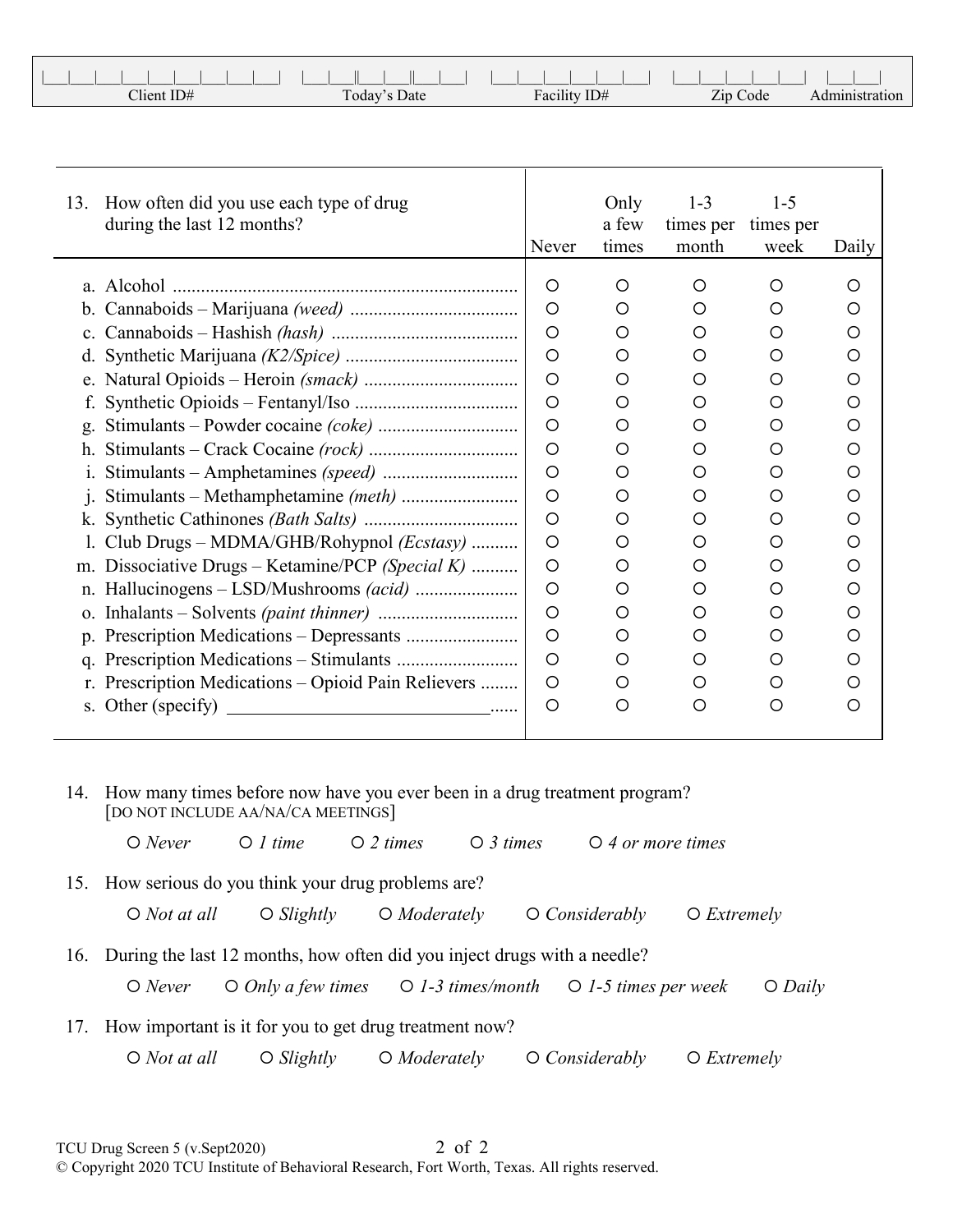| Client ID# | Today's Date | Facility ID# | Zip Code | Administration |
|---|---|---|---|---|
| \|\_\_\|\_\_\|\_\_\|\_\_\|\_\_\|\_\_\|\_\_\|\_\_\|\_\_\| | \|\_\_\|\_\_\|\|\_\_\|\_\_\|\|\_\_\|\_\_\| | \|\_\_\|\_\_\|\_\_\|\_\_\|\_\_\|\_\_\| | \|\_\_\|\_\_\|\_\_\|\_\_\|\_\_\| | \|\_\_\|\_\_\| |

| 13. How often did you use each type of drug during the last 12 months? | Never | Only a few times | 1-3 times per month | 1-5 times per week | Daily |
|---|---|---|---|---|---|
| a. Alcohol | ○ | ○ | ○ | ○ | ○ |
| b. Cannaboids – Marijuana *(weed)* | ○ | ○ | ○ | ○ | ○ |
| c. Cannaboids – Hashish *(hash)* | ○ | ○ | ○ | ○ | ○ |
| d. Synthetic Marijuana *(K2/Spice)* | ○ | ○ | ○ | ○ | ○ |
| e. Natural Opioids – Heroin *(smack)* | ○ | ○ | ○ | ○ | ○ |
| f. Synthetic Opioids – Fentanyl/Iso | ○ | ○ | ○ | ○ | ○ |
| g. Stimulants – Powder cocaine *(coke)* | ○ | ○ | ○ | ○ | ○ |
| h. Stimulants – Crack Cocaine *(rock)* | ○ | ○ | ○ | ○ | ○ |
| i. Stimulants – Amphetamines *(speed)* | ○ | ○ | ○ | ○ | ○ |
| j. Stimulants – Methamphetamine *(meth)* | ○ | ○ | ○ | ○ | ○ |
| k. Synthetic Cathinones *(Bath Salts)* | ○ | ○ | ○ | ○ | ○ |
| l. Club Drugs – MDMA/GHB/Rohypnol *(Ecstasy)* | ○ | ○ | ○ | ○ | ○ |
| m. Dissociative Drugs – Ketamine/PCP *(Special K)* | ○ | ○ | ○ | ○ | ○ |
| n. Hallucinogens – LSD/Mushrooms *(acid)* | ○ | ○ | ○ | ○ | ○ |
| o. Inhalants – Solvents *(paint thinner)* | ○ | ○ | ○ | ○ | ○ |
| p. Prescription Medications – Depressants | ○ | ○ | ○ | ○ | ○ |
| q. Prescription Medications – Stimulants | ○ | ○ | ○ | ○ | ○ |
| r. Prescription Medications – Opioid Pain Relievers | ○ | ○ | ○ | ○ | ○ |
| s. Other (specify) \_\_\_\_\_\_\_\_\_\_\_\_\_\_\_\_\_\_\_\_\_\_\_\_\_\_ | ○ | ○ | ○ | ○ | ○ |

14. How many times before now have you ever been in a drug treatment program?
[DO NOT INCLUDE AA/NA/CA MEETINGS]

○ *Never* ○ *1 time* ○ *2 times* ○ *3 times* ○ *4 or more times*

15. How serious do you think your drug problems are?

○ *Not at all* ○ *Slightly* ○ *Moderately* ○ *Considerably* ○ *Extremely*

16. During the last 12 months, how often did you inject drugs with a needle?

○ *Never* ○ *Only a few times* ○ *1-3 times/month* ○ *1-5 times per week* ○ *Daily*

17. How important is it for you to get drug treatment now?

○ *Not at all* ○ *Slightly* ○ *Moderately* ○ *Considerably* ○ *Extremely*

TCU Drug Screen 5 (v.Sept2020)

© Copyright 2020 TCU Institute of Behavioral Research, Fort Worth, Texas. All rights reserved.